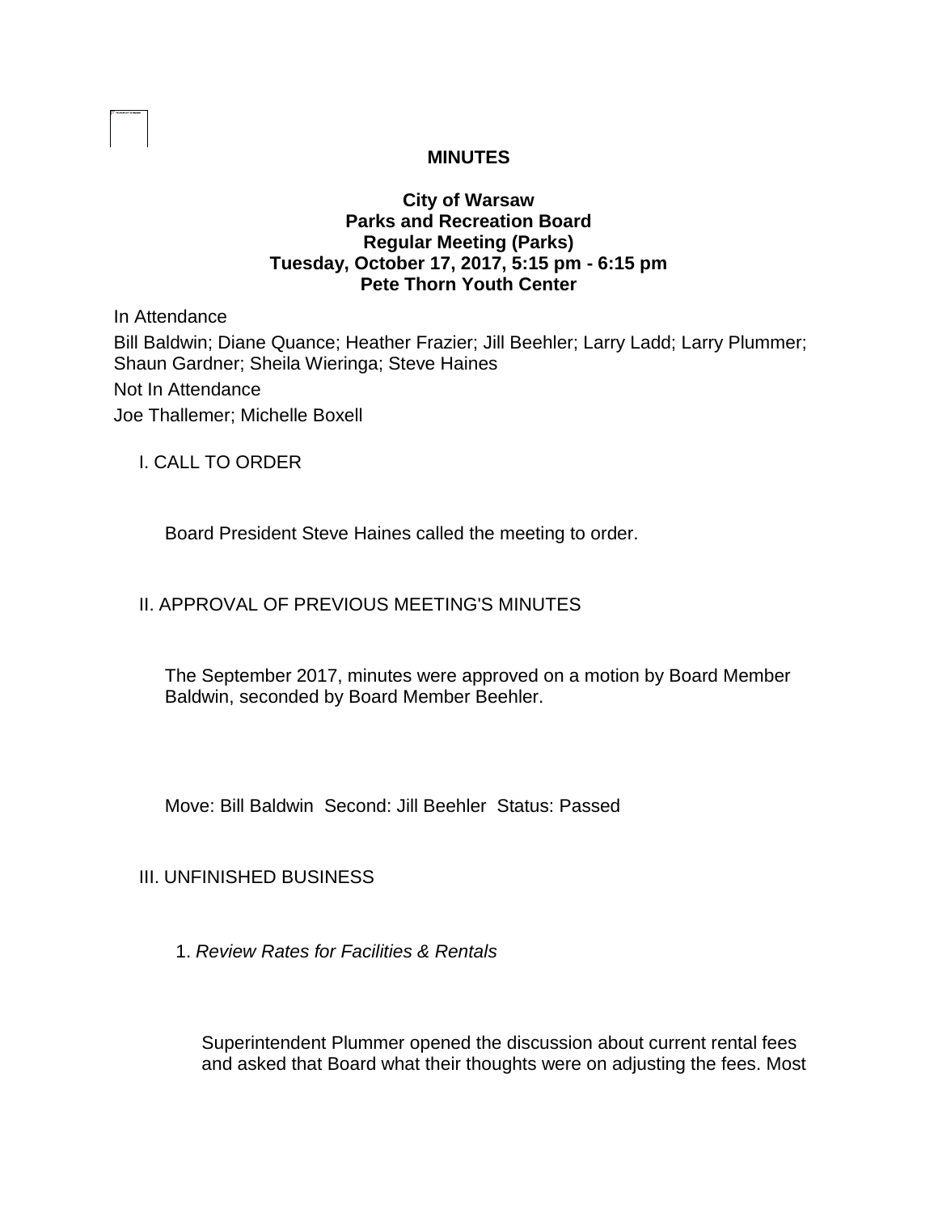**MINUTES**

**City of Warsaw**
**Parks and Recreation Board**
**Regular Meeting (Parks)**
**Tuesday, October 17, 2017, 5:15 pm - 6:15 pm**
**Pete Thorn Youth Center**

In Attendance

Bill Baldwin; Diane Quance; Heather Frazier; Jill Beehler; Larry Ladd; Larry Plummer; Shaun Gardner; Sheila Wieringa; Steve Haines

Not In Attendance

Joe Thallemer; Michelle Boxell

I. CALL TO ORDER

Board President Steve Haines called the meeting to order.

II. APPROVAL OF PREVIOUS MEETING'S MINUTES

The September 2017, minutes were approved on a motion by Board Member Baldwin, seconded by Board Member Beehler.

Move: Bill Baldwin Second: Jill Beehler Status: Passed

III. UNFINISHED BUSINESS

1. *Review Rates for Facilities & Rentals*

Superintendent Plummer opened the discussion about current rental fees and asked that Board what their thoughts were on adjusting the fees. Most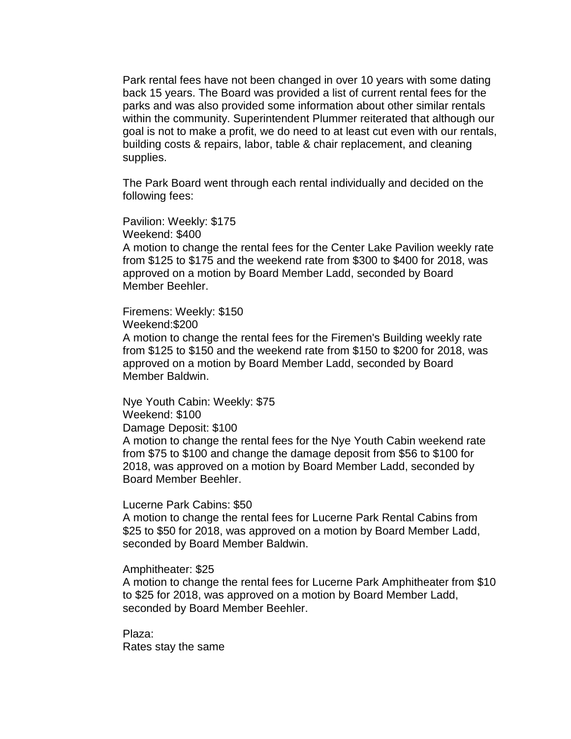Park rental fees have not been changed in over 10 years with some dating back 15 years. The Board was provided a list of current rental fees for the parks and was also provided some information about other similar rentals within the community. Superintendent Plummer reiterated that although our goal is not to make a profit, we do need to at least cut even with our rentals, building costs & repairs, labor, table & chair replacement, and cleaning supplies.

The Park Board went through each rental individually and decided on the following fees:

Pavilion: Weekly: $175
Weekend: $400
A motion to change the rental fees for the Center Lake Pavilion weekly rate from $125 to $175 and the weekend rate from $300 to $400 for 2018, was approved on a motion by Board Member Ladd, seconded by Board Member Beehler.

Firemens: Weekly: $150
Weekend:$200
A motion to change the rental fees for the Firemen's Building weekly rate from $125 to $150 and the weekend rate from $150 to $200 for 2018, was approved on a motion by Board Member Ladd, seconded by Board Member Baldwin.

Nye Youth Cabin: Weekly: $75
Weekend: $100
Damage Deposit: $100
A motion to change the rental fees for the Nye Youth Cabin weekend rate from $75 to $100 and change the damage deposit from $56 to $100 for 2018, was approved on a motion by Board Member Ladd, seconded by Board Member Beehler.

Lucerne Park Cabins: $50
A motion to change the rental fees for Lucerne Park Rental Cabins from $25 to $50 for 2018, was approved on a motion by Board Member Ladd, seconded by Board Member Baldwin.

Amphitheater: $25
A motion to change the rental fees for Lucerne Park Amphitheater from $10 to $25 for 2018, was approved on a motion by Board Member Ladd, seconded by Board Member Beehler.

Plaza:
Rates stay the same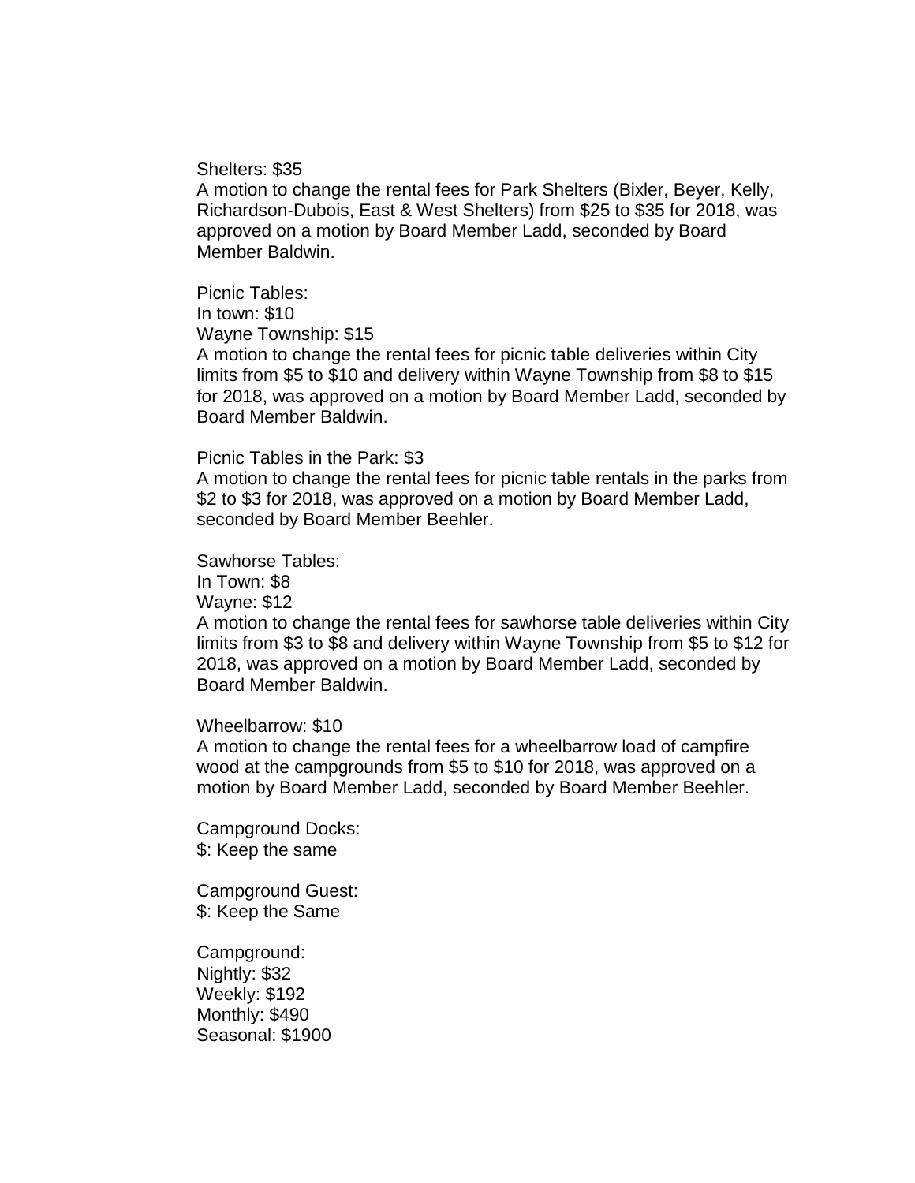Shelters: $35
A motion to change the rental fees for Park Shelters (Bixler, Beyer, Kelly, Richardson-Dubois, East & West Shelters) from $25 to $35 for 2018, was approved on a motion by Board Member Ladd, seconded by Board Member Baldwin.

Picnic Tables:
In town: $10
Wayne Township: $15
A motion to change the rental fees for picnic table deliveries within City limits from $5 to $10 and delivery within Wayne Township from $8 to $15 for 2018, was approved on a motion by Board Member Ladd, seconded by Board Member Baldwin.

Picnic Tables in the Park: $3
A motion to change the rental fees for picnic table rentals in the parks from $2 to $3 for 2018, was approved on a motion by Board Member Ladd, seconded by Board Member Beehler.

Sawhorse Tables:
In Town: $8
Wayne: $12
A motion to change the rental fees for sawhorse table deliveries within City limits from $3 to $8 and delivery within Wayne Township from $5 to $12 for 2018, was approved on a motion by Board Member Ladd, seconded by Board Member Baldwin.

Wheelbarrow: $10
A motion to change the rental fees for a wheelbarrow load of campfire wood at the campgrounds from $5 to $10 for 2018, was approved on a motion by Board Member Ladd, seconded by Board Member Beehler.

Campground Docks:
$: Keep the same

Campground Guest:
$: Keep the Same

Campground:
Nightly: $32
Weekly: $192
Monthly: $490
Seasonal: $1900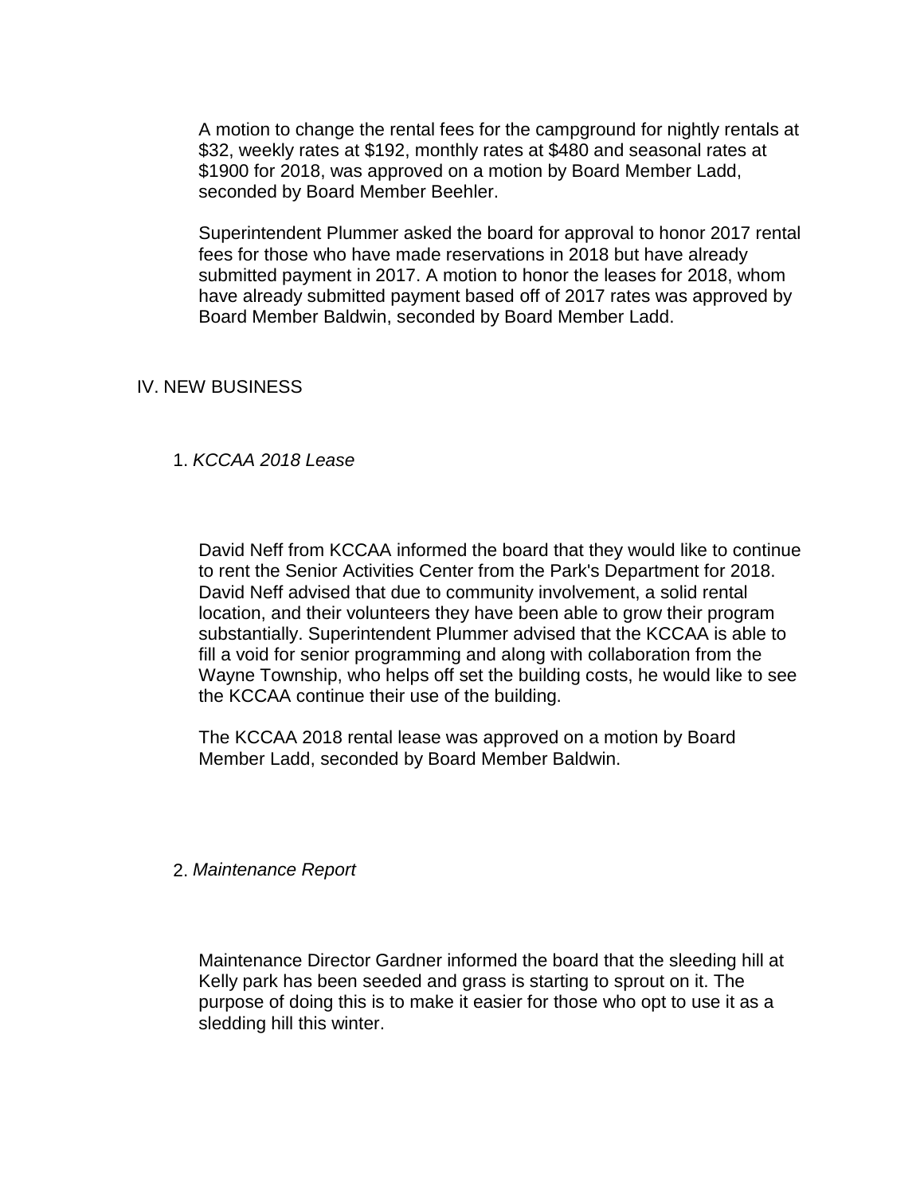A motion to change the rental fees for the campground for nightly rentals at $32, weekly rates at $192, monthly rates at $480 and seasonal rates at $1900 for 2018, was approved on a motion by Board Member Ladd, seconded by Board Member Beehler.

Superintendent Plummer asked the board for approval to honor 2017 rental fees for those who have made reservations in 2018 but have already submitted payment in 2017. A motion to honor the leases for 2018, whom have already submitted payment based off of 2017 rates was approved by Board Member Baldwin, seconded by Board Member Ladd.

## IV. NEW BUSINESS

1. *KCCAA 2018 Lease*

David Neff from KCCAA informed the board that they would like to continue to rent the Senior Activities Center from the Park's Department for 2018. David Neff advised that due to community involvement, a solid rental location, and their volunteers they have been able to grow their program substantially. Superintendent Plummer advised that the KCCAA is able to fill a void for senior programming and along with collaboration from the Wayne Township, who helps off set the building costs, he would like to see the KCCAA continue their use of the building.

The KCCAA 2018 rental lease was approved on a motion by Board Member Ladd, seconded by Board Member Baldwin.

2. *Maintenance Report*

Maintenance Director Gardner informed the board that the sleeding hill at Kelly park has been seeded and grass is starting to sprout on it. The purpose of doing this is to make it easier for those who opt to use it as a sledding hill this winter.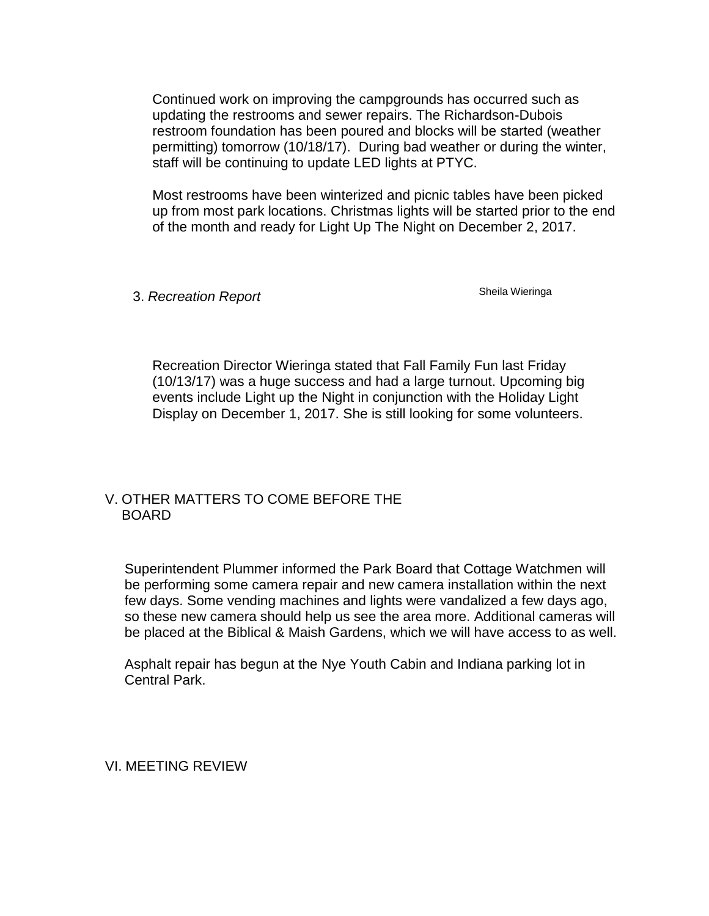Continued work on improving the campgrounds has occurred such as updating the restrooms and sewer repairs. The Richardson-Dubois restroom foundation has been poured and blocks will be started (weather permitting) tomorrow (10/18/17). During bad weather or during the winter, staff will be continuing to update LED lights at PTYC.

Most restrooms have been winterized and picnic tables have been picked up from most park locations. Christmas lights will be started prior to the end of the month and ready for Light Up The Night on December 2, 2017.

3. *Recreation Report* — Sheila Wieringa

Recreation Director Wieringa stated that Fall Family Fun last Friday (10/13/17) was a huge success and had a large turnout. Upcoming big events include Light up the Night in conjunction with the Holiday Light Display on December 1, 2017. She is still looking for some volunteers.

## V. OTHER MATTERS TO COME BEFORE THE BOARD

Superintendent Plummer informed the Park Board that Cottage Watchmen will be performing some camera repair and new camera installation within the next few days. Some vending machines and lights were vandalized a few days ago, so these new camera should help us see the area more. Additional cameras will be placed at the Biblical & Maish Gardens, which we will have access to as well.

Asphalt repair has begun at the Nye Youth Cabin and Indiana parking lot in Central Park.

## VI. MEETING REVIEW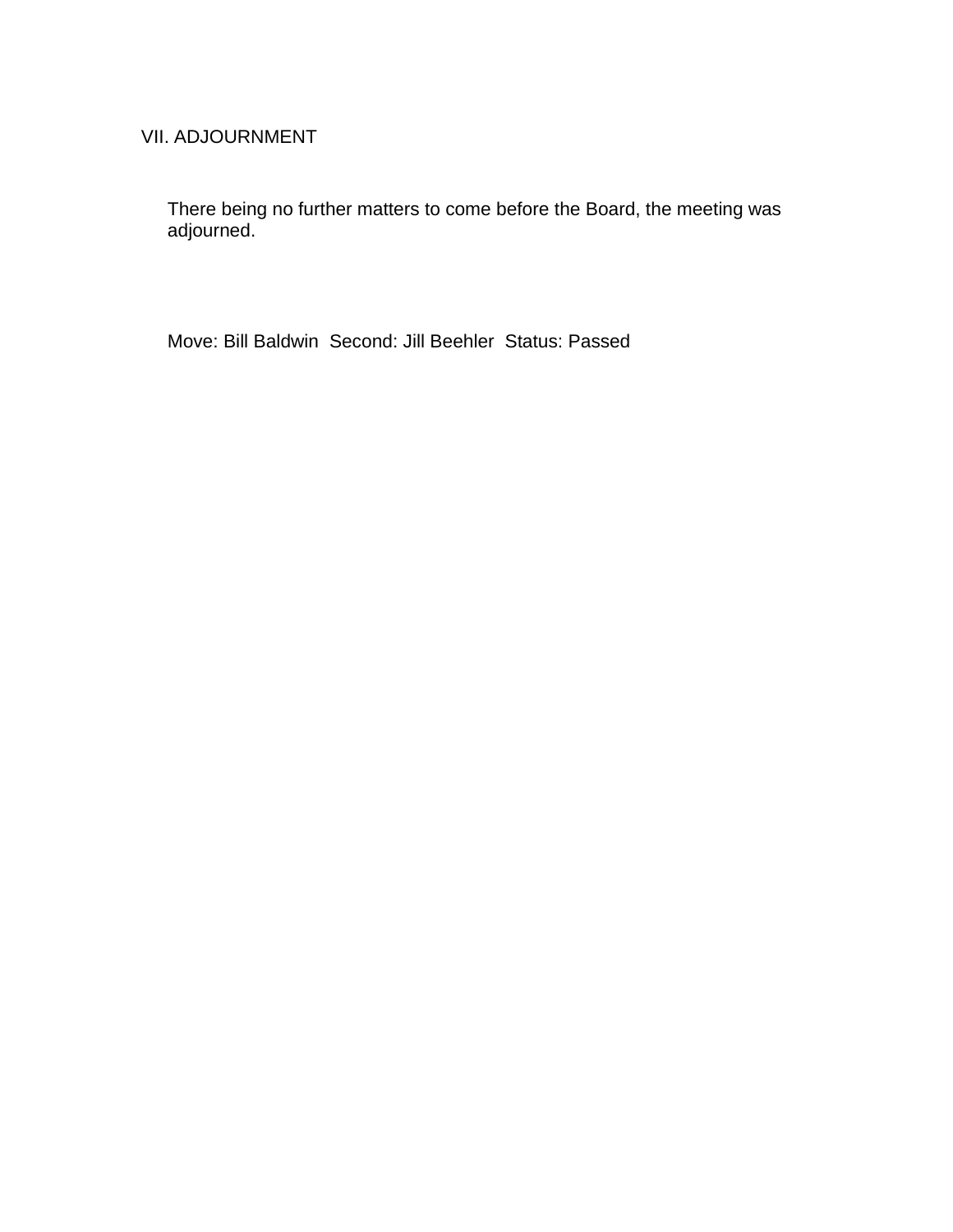## VII. ADJOURNMENT

There being no further matters to come before the Board, the meeting was adjourned.

Move: Bill Baldwin  Second: Jill Beehler  Status: Passed